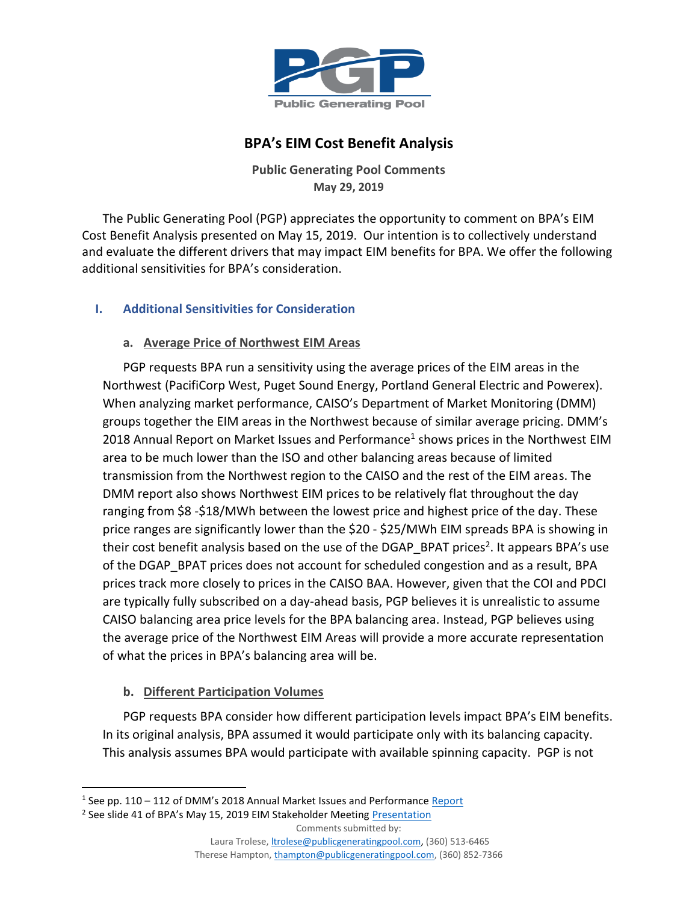# BPA's EIM Cost Benefit Analysis

**Public Generating Pool Comments**
**May 29, 2019**

The Public Generating Pool (PGP) appreciates the opportunity to comment on BPA's EIM Cost Benefit Analysis presented on May 15, 2019. Our intention is to collectively understand and evaluate the different drivers that may impact EIM benefits for BPA. We offer the following additional sensitivities for BPA's consideration.

## I. Additional Sensitivities for Consideration

### a. Average Price of Northwest EIM Areas

PGP requests BPA run a sensitivity using the average prices of the EIM areas in the Northwest (PacifiCorp West, Puget Sound Energy, Portland General Electric and Powerex). When analyzing market performance, CAISO's Department of Market Monitoring (DMM) groups together the EIM areas in the Northwest because of similar average pricing. DMM's 2018 Annual Report on Market Issues and Performance[1] shows prices in the Northwest EIM area to be much lower than the ISO and other balancing areas because of limited transmission from the Northwest region to the CAISO and the rest of the EIM areas. The DMM report also shows Northwest EIM prices to be relatively flat throughout the day ranging from $8 -$18/MWh between the lowest price and highest price of the day. These price ranges are significantly lower than the $20 - $25/MWh EIM spreads BPA is showing in their cost benefit analysis based on the use of the DGAP_BPAT prices[2]. It appears BPA's use of the DGAP_BPAT prices does not account for scheduled congestion and as a result, BPA prices track more closely to prices in the CAISO BAA. However, given that the COI and PDCI are typically fully subscribed on a day-ahead basis, PGP believes it is unrealistic to assume CAISO balancing area price levels for the BPA balancing area. Instead, PGP believes using the average price of the Northwest EIM Areas will provide a more accurate representation of what the prices in BPA's balancing area will be.

### b. Different Participation Volumes

PGP requests BPA consider how different participation levels impact BPA's EIM benefits. In its original analysis, BPA assumed it would participate only with its balancing capacity. This analysis assumes BPA would participate with available spinning capacity. PGP is not

---

[1] See pp. 110 – 112 of DMM's 2018 Annual Market Issues and Performance [Report]

[2] See slide 41 of BPA's May 15, 2019 EIM Stakeholder Meeting [Presentation]

Comments submitted by:
Laura Trolese, ltrolese@publicgeneratingpool.com, (360) 513-6465
Therese Hampton, thampton@publicgeneratingpool.com, (360) 852-7366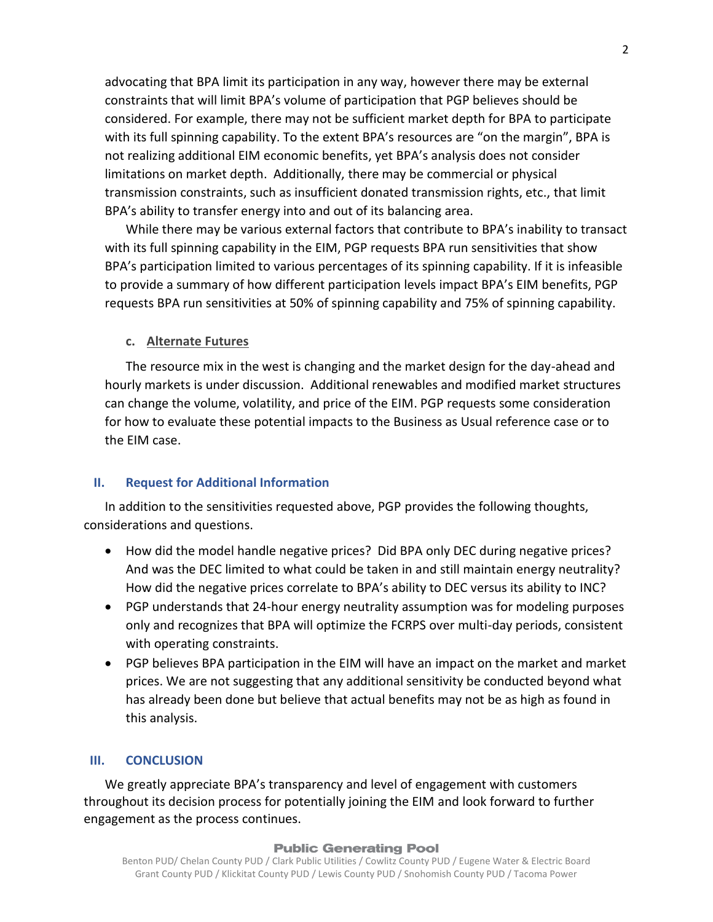advocating that BPA limit its participation in any way, however there may be external constraints that will limit BPA's volume of participation that PGP believes should be considered. For example, there may not be sufficient market depth for BPA to participate with its full spinning capability. To the extent BPA's resources are "on the margin", BPA is not realizing additional EIM economic benefits, yet BPA's analysis does not consider limitations on market depth. Additionally, there may be commercial or physical transmission constraints, such as insufficient donated transmission rights, etc., that limit BPA's ability to transfer energy into and out of its balancing area.

While there may be various external factors that contribute to BPA's inability to transact with its full spinning capability in the EIM, PGP requests BPA run sensitivities that show BPA's participation limited to various percentages of its spinning capability. If it is infeasible to provide a summary of how different participation levels impact BPA's EIM benefits, PGP requests BPA run sensitivities at 50% of spinning capability and 75% of spinning capability.

### c. Alternate Futures

The resource mix in the west is changing and the market design for the day-ahead and hourly markets is under discussion. Additional renewables and modified market structures can change the volume, volatility, and price of the EIM. PGP requests some consideration for how to evaluate these potential impacts to the Business as Usual reference case or to the EIM case.

## II. Request for Additional Information

In addition to the sensitivities requested above, PGP provides the following thoughts, considerations and questions.

- How did the model handle negative prices? Did BPA only DEC during negative prices? And was the DEC limited to what could be taken in and still maintain energy neutrality? How did the negative prices correlate to BPA's ability to DEC versus its ability to INC?
- PGP understands that 24-hour energy neutrality assumption was for modeling purposes only and recognizes that BPA will optimize the FCRPS over multi-day periods, consistent with operating constraints.
- PGP believes BPA participation in the EIM will have an impact on the market and market prices. We are not suggesting that any additional sensitivity be conducted beyond what has already been done but believe that actual benefits may not be as high as found in this analysis.

## III. CONCLUSION

We greatly appreciate BPA's transparency and level of engagement with customers throughout its decision process for potentially joining the EIM and look forward to further engagement as the process continues.